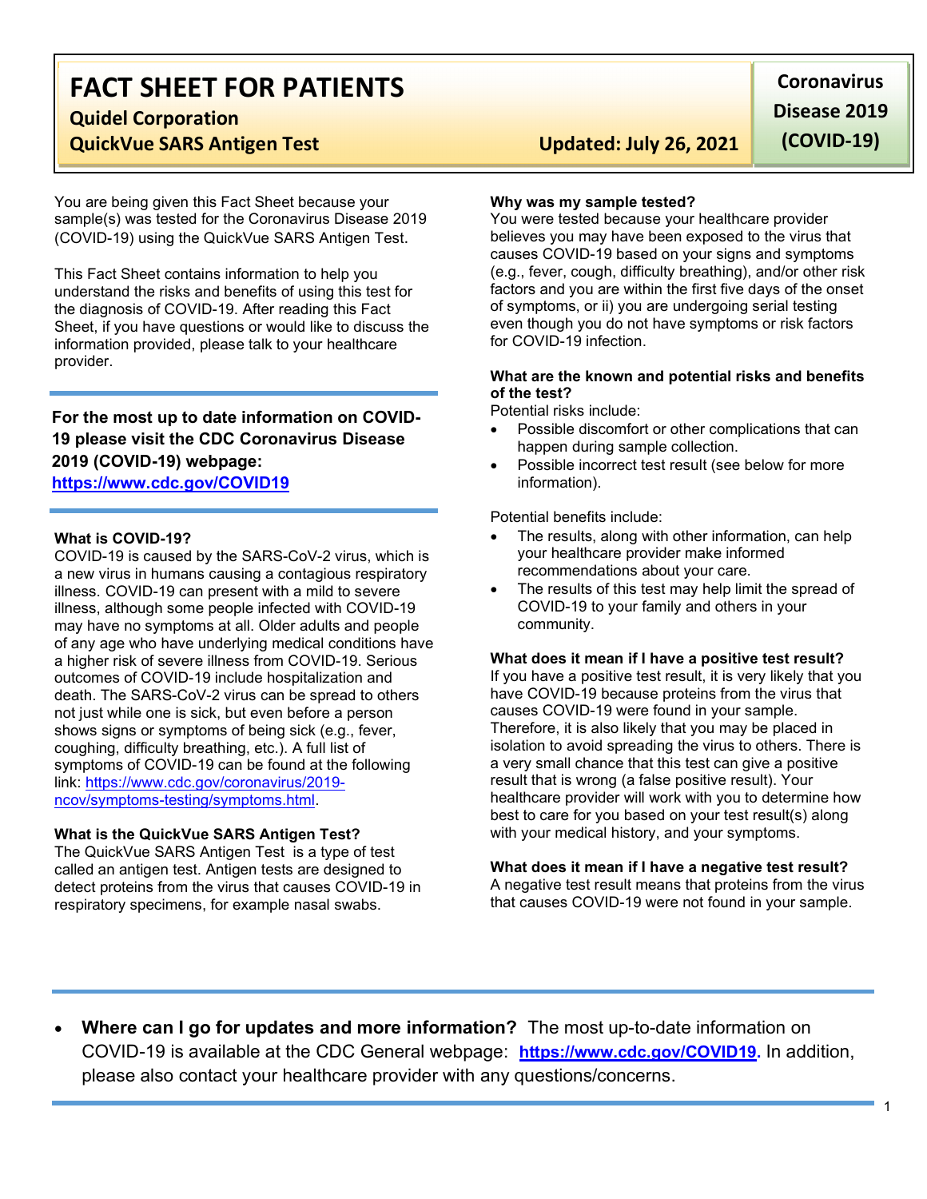# FACT SHEET FOR PATIENTS

**Quidel Corporation**

**QuickVue SARS Antigen Test**

**Updated: July 26, 2021**

**Coronavirus Disease 2019 (COVID-19)**

You are being given this Fact Sheet because your sample(s) was tested for the Coronavirus Disease 2019 (COVID-19) using the QuickVue SARS Antigen Test.

This Fact Sheet contains information to help you understand the risks and benefits of using this test for the diagnosis of COVID-19. After reading this Fact Sheet, if you have questions or would like to discuss the information provided, please talk to your healthcare provider.

**For the most up to date information on COVID-19 please visit the CDC Coronavirus Disease 2019 (COVID-19) webpage:**
**https://www.cdc.gov/COVID19**

### What is COVID-19?

COVID-19 is caused by the SARS-CoV-2 virus, which is a new virus in humans causing a contagious respiratory illness. COVID-19 can present with a mild to severe illness, although some people infected with COVID-19 may have no symptoms at all. Older adults and people of any age who have underlying medical conditions have a higher risk of severe illness from COVID-19. Serious outcomes of COVID-19 include hospitalization and death. The SARS-CoV-2 virus can be spread to others not just while one is sick, but even before a person shows signs or symptoms of being sick (e.g., fever, coughing, difficulty breathing, etc.). A full list of symptoms of COVID-19 can be found at the following link: https://www.cdc.gov/coronavirus/2019-ncov/symptoms-testing/symptoms.html.

### What is the QuickVue SARS Antigen Test?

The QuickVue SARS Antigen Test is a type of test called an antigen test. Antigen tests are designed to detect proteins from the virus that causes COVID-19 in respiratory specimens, for example nasal swabs.

### Why was my sample tested?

You were tested because your healthcare provider believes you may have been exposed to the virus that causes COVID-19 based on your signs and symptoms (e.g., fever, cough, difficulty breathing), and/or other risk factors and you are within the first five days of the onset of symptoms, or ii) you are undergoing serial testing even though you do not have symptoms or risk factors for COVID-19 infection.

### What are the known and potential risks and benefits of the test?

Potential risks include:

- Possible discomfort or other complications that can happen during sample collection.
- Possible incorrect test result (see below for more information).

Potential benefits include:

- The results, along with other information, can help your healthcare provider make informed recommendations about your care.
- The results of this test may help limit the spread of COVID-19 to your family and others in your community.

### What does it mean if I have a positive test result?

If you have a positive test result, it is very likely that you have COVID-19 because proteins from the virus that causes COVID-19 were found in your sample. Therefore, it is also likely that you may be placed in isolation to avoid spreading the virus to others. There is a very small chance that this test can give a positive result that is wrong (a false positive result). Your healthcare provider will work with you to determine how best to care for you based on your test result(s) along with your medical history, and your symptoms.

### What does it mean if I have a negative test result?

A negative test result means that proteins from the virus that causes COVID-19 were not found in your sample.

- **Where can I go for updates and more information?** The most up-to-date information on COVID-19 is available at the CDC General webpage: **https://www.cdc.gov/COVID19.** In addition, please also contact your healthcare provider with any questions/concerns.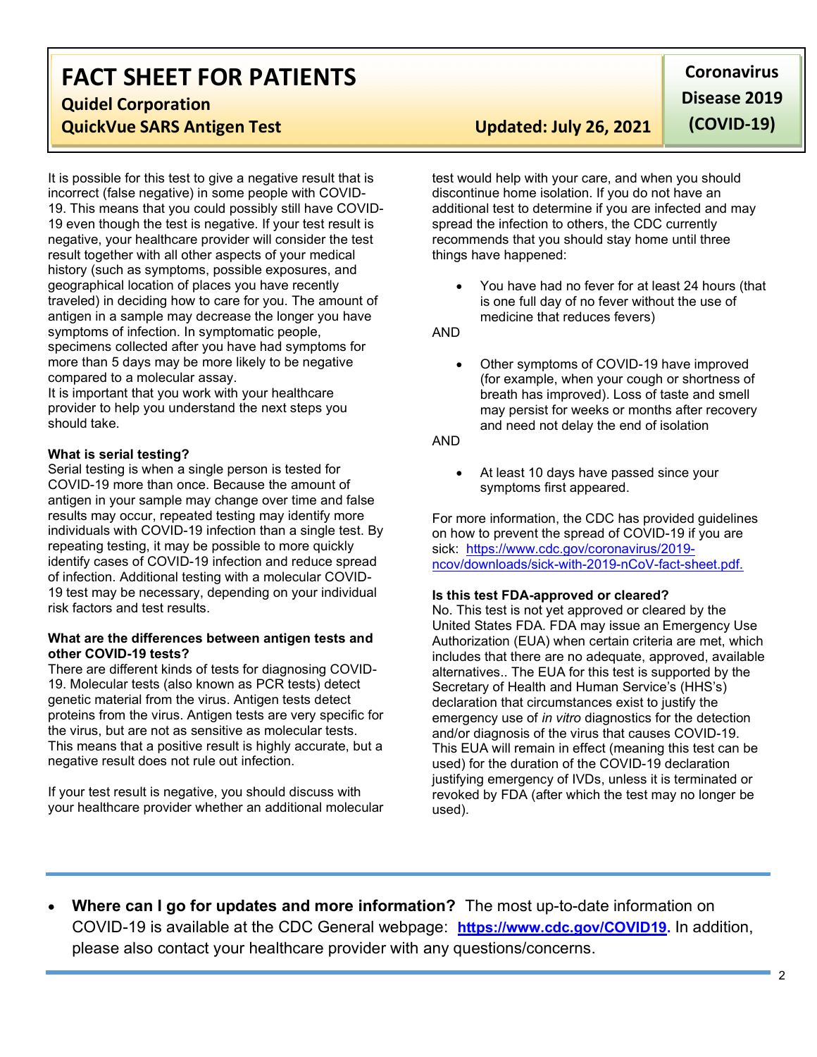It is possible for this test to give a negative result that is incorrect (false negative) in some people with COVID-19. This means that you could possibly still have COVID-19 even though the test is negative. If your test result is negative, your healthcare provider will consider the test result together with all other aspects of your medical history (such as symptoms, possible exposures, and geographical location of places you have recently traveled) in deciding how to care for you. The amount of antigen in a sample may decrease the longer you have symptoms of infection. In symptomatic people, specimens collected after you have had symptoms for more than 5 days may be more likely to be negative compared to a molecular assay.
It is important that you work with your healthcare provider to help you understand the next steps you should take.

**What is serial testing?**
Serial testing is when a single person is tested for COVID-19 more than once. Because the amount of antigen in your sample may change over time and false results may occur, repeated testing may identify more individuals with COVID-19 infection than a single test. By repeating testing, it may be possible to more quickly identify cases of COVID-19 infection and reduce spread of infection. Additional testing with a molecular COVID-19 test may be necessary, depending on your individual risk factors and test results.

**What are the differences between antigen tests and other COVID-19 tests?**
There are different kinds of tests for diagnosing COVID-19. Molecular tests (also known as PCR tests) detect genetic material from the virus. Antigen tests detect proteins from the virus. Antigen tests are very specific for the virus, but are not as sensitive as molecular tests. This means that a positive result is highly accurate, but a negative result does not rule out infection.

If your test result is negative, you should discuss with your healthcare provider whether an additional molecular test would help with your care, and when you should discontinue home isolation. If you do not have an additional test to determine if you are infected and may spread the infection to others, the CDC currently recommends that you should stay home until three things have happened:

- You have had no fever for at least 24 hours (that is one full day of no fever without the use of medicine that reduces fevers)

AND

- Other symptoms of COVID-19 have improved (for example, when your cough or shortness of breath has improved). Loss of taste and smell may persist for weeks or months after recovery and need not delay the end of isolation

AND

- At least 10 days have passed since your symptoms first appeared.

For more information, the CDC has provided guidelines on how to prevent the spread of COVID-19 if you are sick: https://www.cdc.gov/coronavirus/2019-ncov/downloads/sick-with-2019-nCoV-fact-sheet.pdf.

**Is this test FDA-approved or cleared?**
No. This test is not yet approved or cleared by the United States FDA. FDA may issue an Emergency Use Authorization (EUA) when certain criteria are met, which includes that there are no adequate, approved, available alternatives.. The EUA for this test is supported by the Secretary of Health and Human Service's (HHS's) declaration that circumstances exist to justify the emergency use of *in vitro* diagnostics for the detection and/or diagnosis of the virus that causes COVID-19. This EUA will remain in effect (meaning this test can be used) for the duration of the COVID-19 declaration justifying emergency of IVDs, unless it is terminated or revoked by FDA (after which the test may no longer be used).

---

- **Where can I go for updates and more information?** The most up-to-date information on COVID-19 is available at the CDC General webpage: **https://www.cdc.gov/COVID19**. In addition, please also contact your healthcare provider with any questions/concerns.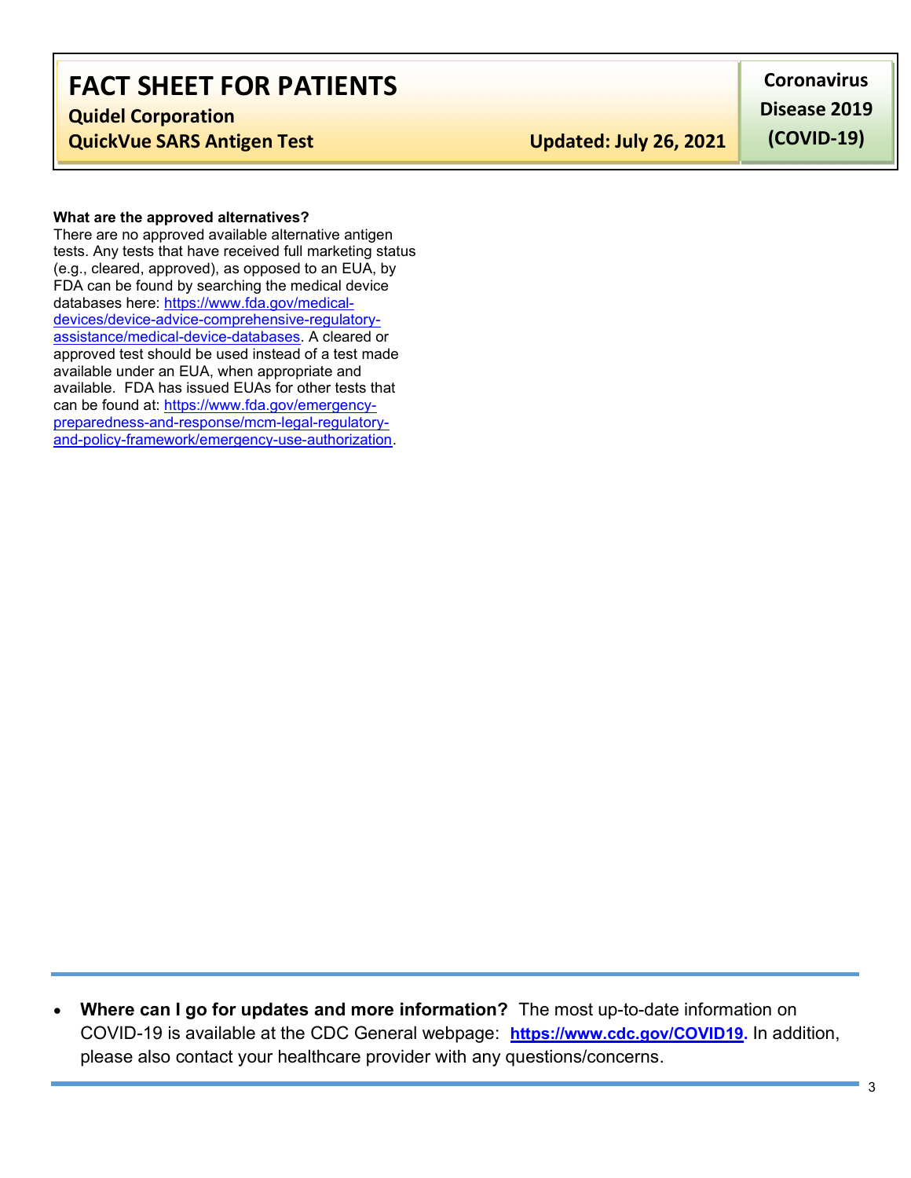**What are the approved alternatives?**
There are no approved available alternative antigen tests. Any tests that have received full marketing status (e.g., cleared, approved), as opposed to an EUA, by FDA can be found by searching the medical device databases here: [https://www.fda.gov/medical-devices/device-advice-comprehensive-regulatory-assistance/medical-device-databases](https://www.fda.gov/medical-devices/device-advice-comprehensive-regulatory-assistance/medical-device-databases). A cleared or approved test should be used instead of a test made available under an EUA, when appropriate and available. FDA has issued EUAs for other tests that can be found at: [https://www.fda.gov/emergency-preparedness-and-response/mcm-legal-regulatory-and-policy-framework/emergency-use-authorization](https://www.fda.gov/emergency-preparedness-and-response/mcm-legal-regulatory-and-policy-framework/emergency-use-authorization).

---

- **Where can I go for updates and more information?** The most up-to-date information on COVID-19 is available at the CDC General webpage: **[https://www.cdc.gov/COVID19](https://www.cdc.gov/COVID19).** In addition, please also contact your healthcare provider with any questions/concerns.

---